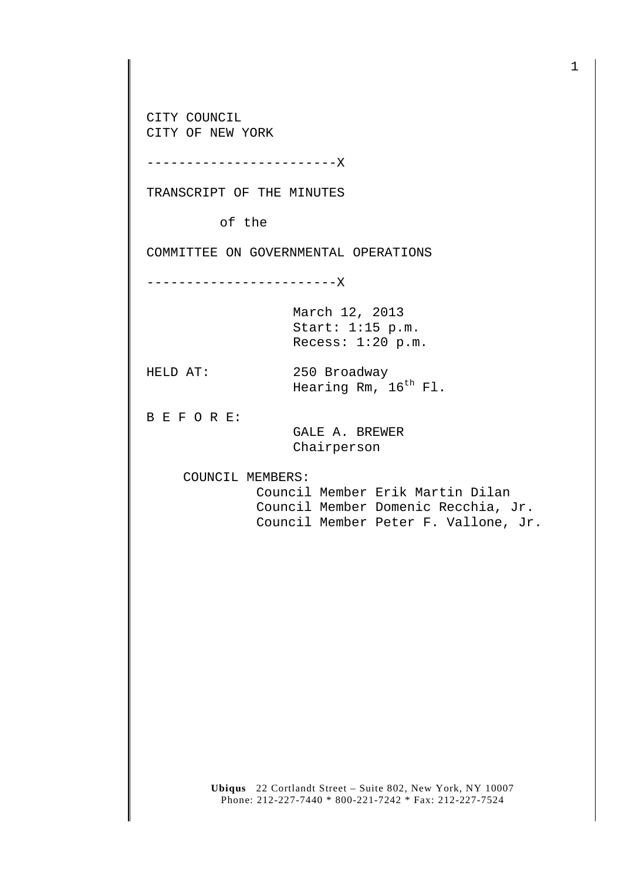CITY COUNCIL
CITY OF NEW YORK

------------------------X

TRANSCRIPT OF THE MINUTES

of the

COMMITTEE ON GOVERNMENTAL OPERATIONS

------------------------X

March 12, 2013
Start: 1:15 p.m.
Recess: 1:20 p.m.

HELD AT: 250 Broadway
Hearing Rm, 16th Fl.

B E F O R E:

GALE A. BREWER
Chairperson

COUNCIL MEMBERS:

Council Member Erik Martin Dilan
Council Member Domenic Recchia, Jr.
Council Member Peter F. Vallone, Jr.

**Ubiqus** 22 Cortlandt Street – Suite 802, New York, NY 10007
Phone: 212-227-7440 * 800-221-7242 * Fax: 212-227-7524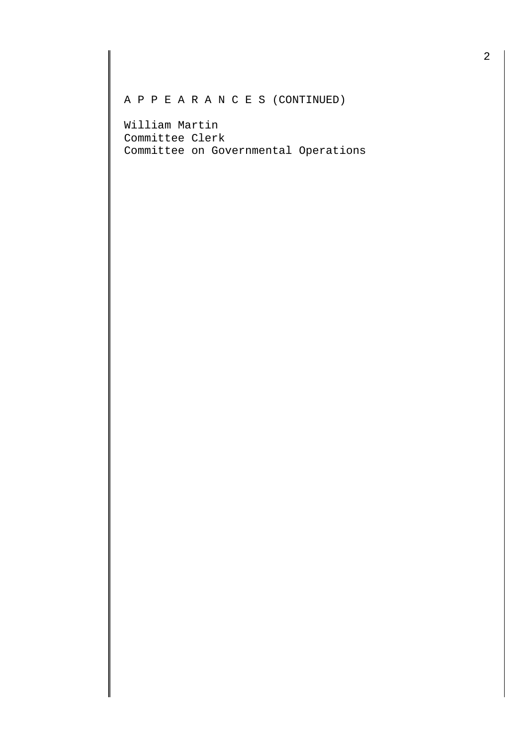A P P E A R A N C E S (CONTINUED)

William Martin  
Committee Clerk  
Committee on Governmental Operations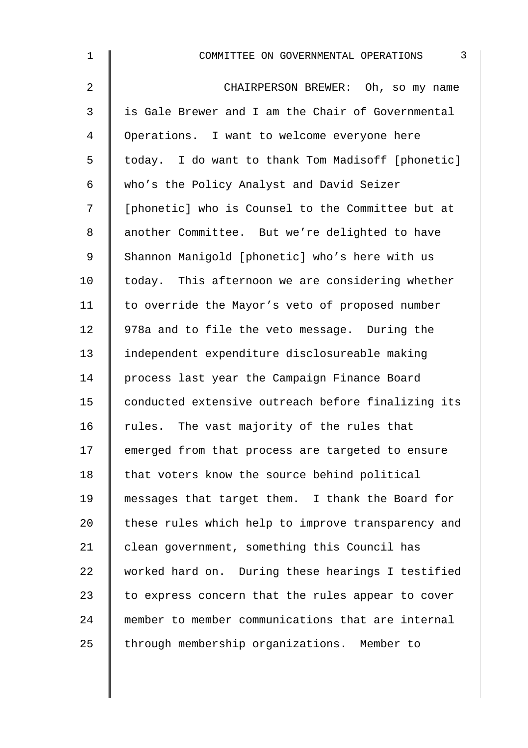CHAIRPERSON BREWER: Oh, so my name is Gale Brewer and I am the Chair of Governmental Operations. I want to welcome everyone here today. I do want to thank Tom Madisoff [phonetic] who's the Policy Analyst and David Seizer [phonetic] who is Counsel to the Committee but at another Committee. But we're delighted to have Shannon Manigold [phonetic] who's here with us today. This afternoon we are considering whether to override the Mayor's veto of proposed number 978a and to file the veto message. During the independent expenditure disclosureable making process last year the Campaign Finance Board conducted extensive outreach before finalizing its rules. The vast majority of the rules that emerged from that process are targeted to ensure that voters know the source behind political messages that target them. I thank the Board for these rules which help to improve transparency and clean government, something this Council has worked hard on. During these hearings I testified to express concern that the rules appear to cover member to member communications that are internal through membership organizations. Member to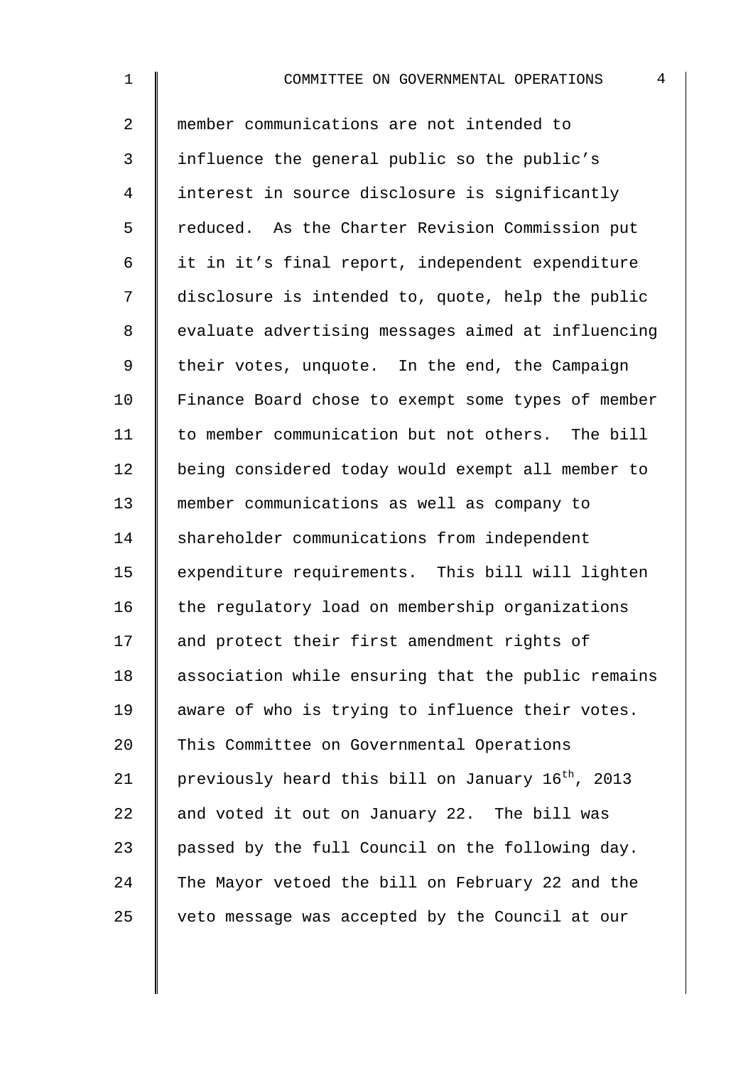member communications are not intended to influence the general public so the public's interest in source disclosure is significantly reduced. As the Charter Revision Commission put it in it's final report, independent expenditure disclosure is intended to, quote, help the public evaluate advertising messages aimed at influencing their votes, unquote. In the end, the Campaign Finance Board chose to exempt some types of member to member communication but not others. The bill being considered today would exempt all member to member communications as well as company to shareholder communications from independent expenditure requirements. This bill will lighten the regulatory load on membership organizations and protect their first amendment rights of association while ensuring that the public remains aware of who is trying to influence their votes. This Committee on Governmental Operations previously heard this bill on January 16th, 2013 and voted it out on January 22. The bill was passed by the full Council on the following day. The Mayor vetoed the bill on February 22 and the veto message was accepted by the Council at our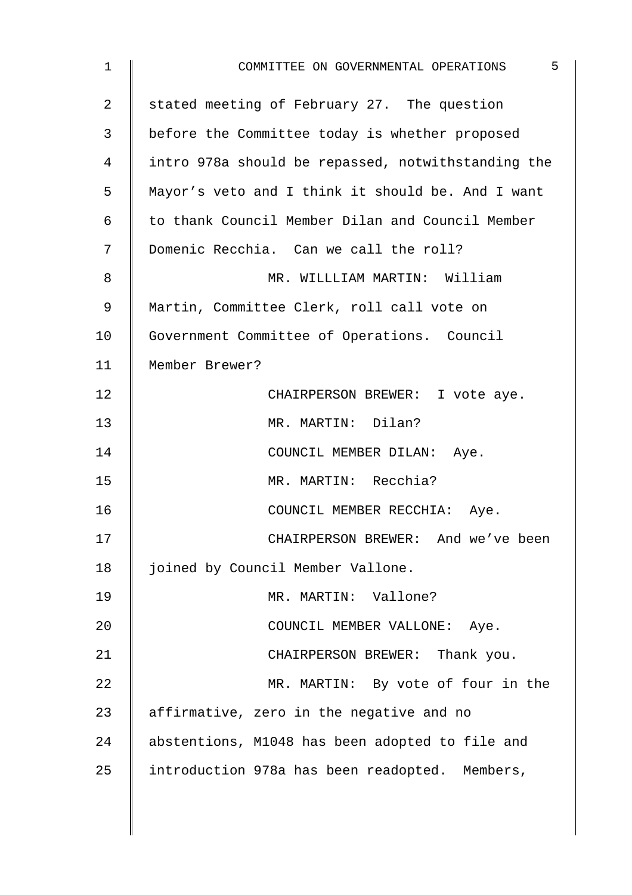stated meeting of February 27. The question before the Committee today is whether proposed intro 978a should be repassed, notwithstanding the Mayor's veto and I think it should be. And I want to thank Council Member Dilan and Council Member Domenic Recchia. Can we call the roll?

MR. WILLLIAM MARTIN: William Martin, Committee Clerk, roll call vote on Government Committee of Operations. Council Member Brewer?

CHAIRPERSON BREWER: I vote aye.

MR. MARTIN: Dilan?

COUNCIL MEMBER DILAN: Aye.

MR. MARTIN: Recchia?

COUNCIL MEMBER RECCHIA: Aye.

CHAIRPERSON BREWER: And we've been joined by Council Member Vallone.

MR. MARTIN: Vallone?

COUNCIL MEMBER VALLONE: Aye.

CHAIRPERSON BREWER: Thank you.

MR. MARTIN: By vote of four in the affirmative, zero in the negative and no abstentions, M1048 has been adopted to file and introduction 978a has been readopted. Members,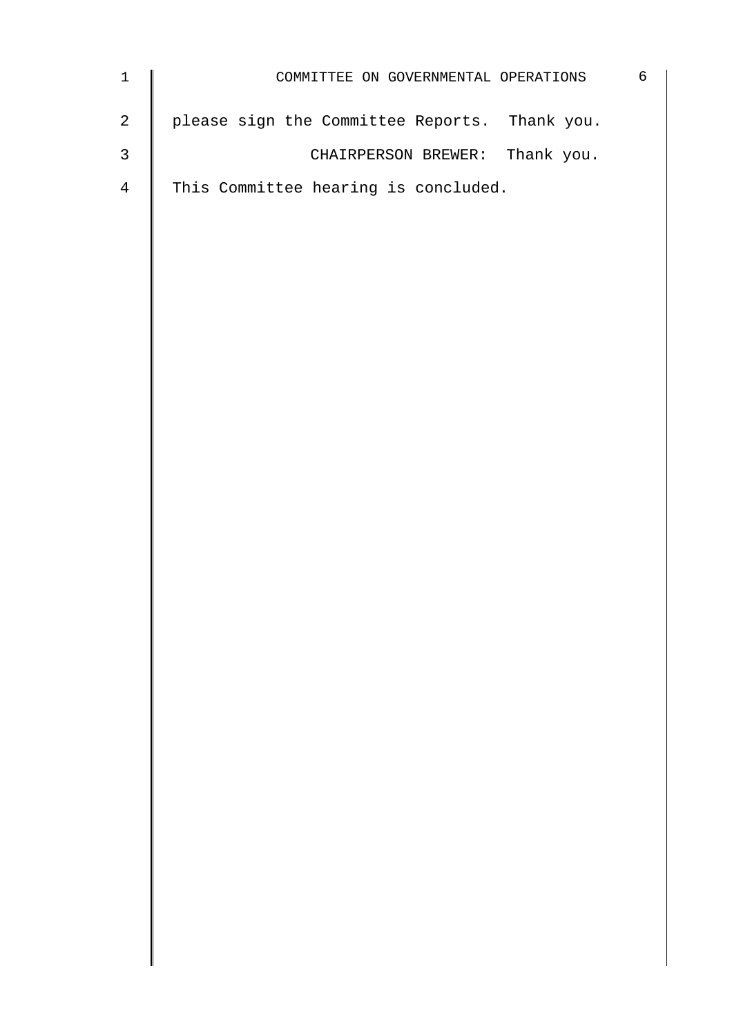please sign the Committee Reports. Thank you.

CHAIRPERSON BREWER: Thank you.

This Committee hearing is concluded.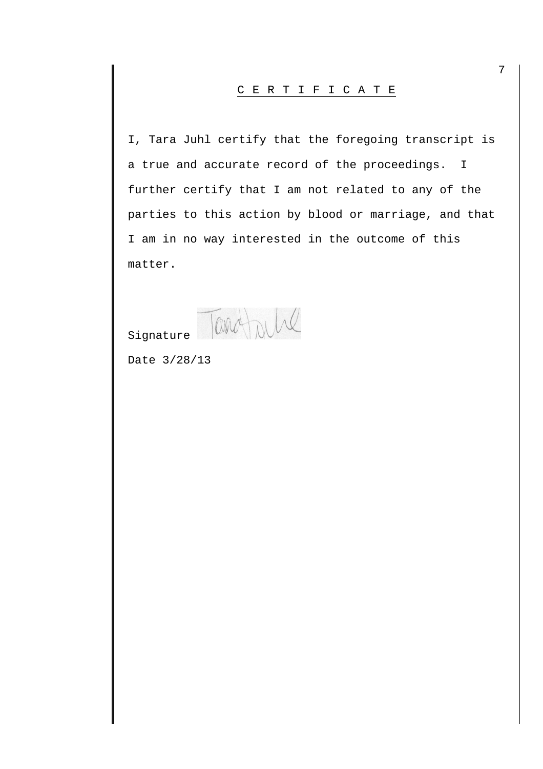# C E R T I F I C A T E

I, Tara Juhl certify that the foregoing transcript is a true and accurate record of the proceedings. I further certify that I am not related to any of the parties to this action by blood or marriage, and that I am in no way interested in the outcome of this matter.

Signature

Date 3/28/13